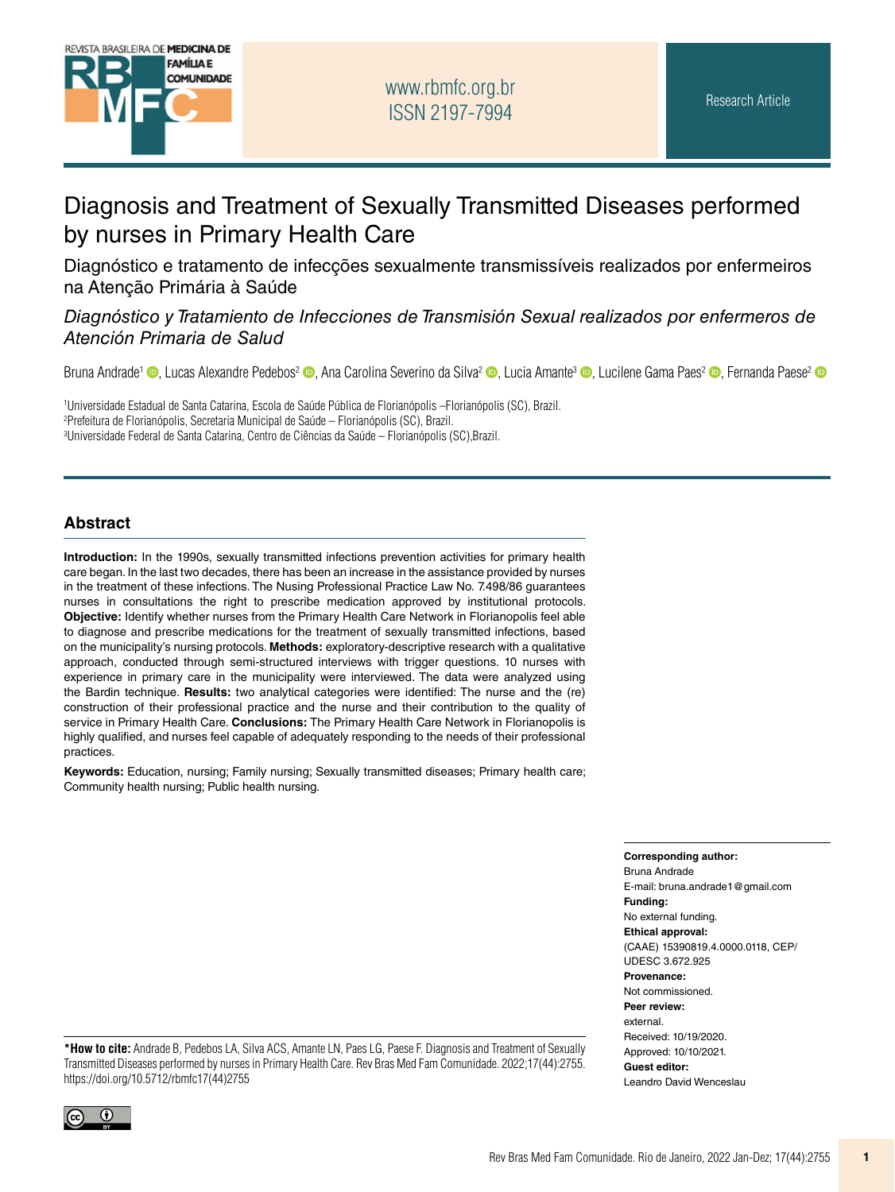Research Article

# Diagnosis and Treatment of Sexually Transmitted Diseases performed by nurses in Primary Health Care

## Diagnóstico e tratamento de infecções sexualmente transmissíveis realizados por enfermeiros na Atenção Primária à Saúde

## *Diagnóstico y Tratamiento de Infecciones de Transmisión Sexual realizados por enfermeros de Atención Primaria de Salud*

Bruna Andrade[1], Lucas Alexandre Pedebos[2], Ana Carolina Severino da Silva[2], Lucia Amante[3], Lucilene Gama Paes[2], Fernanda Paese[2]

[1]Universidade Estadual de Santa Catarina, Escola de Saúde Pública de Florianópolis –Florianópolis (SC), Brazil.
[2]Prefeitura de Florianópolis, Secretaria Municipal de Saúde – Florianópolis (SC), Brazil.
[3]Universidade Federal de Santa Catarina, Centro de Ciências da Saúde – Florianópolis (SC),Brazil.

## Abstract

**Introduction:** In the 1990s, sexually transmitted infections prevention activities for primary health care began. In the last two decades, there has been an increase in the assistance provided by nurses in the treatment of these infections. The Nusing Professional Practice Law No. 7.498/86 guarantees nurses in consultations the right to prescribe medication approved by institutional protocols. **Objective:** Identify whether nurses from the Primary Health Care Network in Florianopolis feel able to diagnose and prescribe medications for the treatment of sexually transmitted infections, based on the municipality's nursing protocols. **Methods:** exploratory-descriptive research with a qualitative approach, conducted through semi-structured interviews with trigger questions. 10 nurses with experience in primary care in the municipality were interviewed. The data were analyzed using the Bardin technique. **Results:** two analytical categories were identified: The nurse and the (re) construction of their professional practice and the nurse and their contribution to the quality of service in Primary Health Care. **Conclusions:** The Primary Health Care Network in Florianopolis is highly qualified, and nurses feel capable of adequately responding to the needs of their professional practices.

**Keywords:** Education, nursing; Family nursing; Sexually transmitted diseases; Primary health care; Community health nursing; Public health nursing.

**Corresponding author:**
Bruna Andrade
E-mail: bruna.andrade1@gmail.com

**Funding:**
No external funding.

**Ethical approval:**
(CAAE) 15390819.4.0000.0118, CEP/UDESC 3.672.925

**Provenance:**
Not commissioned.

**Peer review:**
external.

Received: 10/19/2020.
Approved: 10/10/2021.

**Guest editor:**
Leandro David Wenceslau

***How to cite:** Andrade B, Pedebos LA, Silva ACS, Amante LN, Paes LG, Paese F. Diagnosis and Treatment of Sexually Transmitted Diseases performed by nurses in Primary Health Care. Rev Bras Med Fam Comunidade. 2022;17(44):2755. https://doi.org/10.5712/rbmfc17(44)2755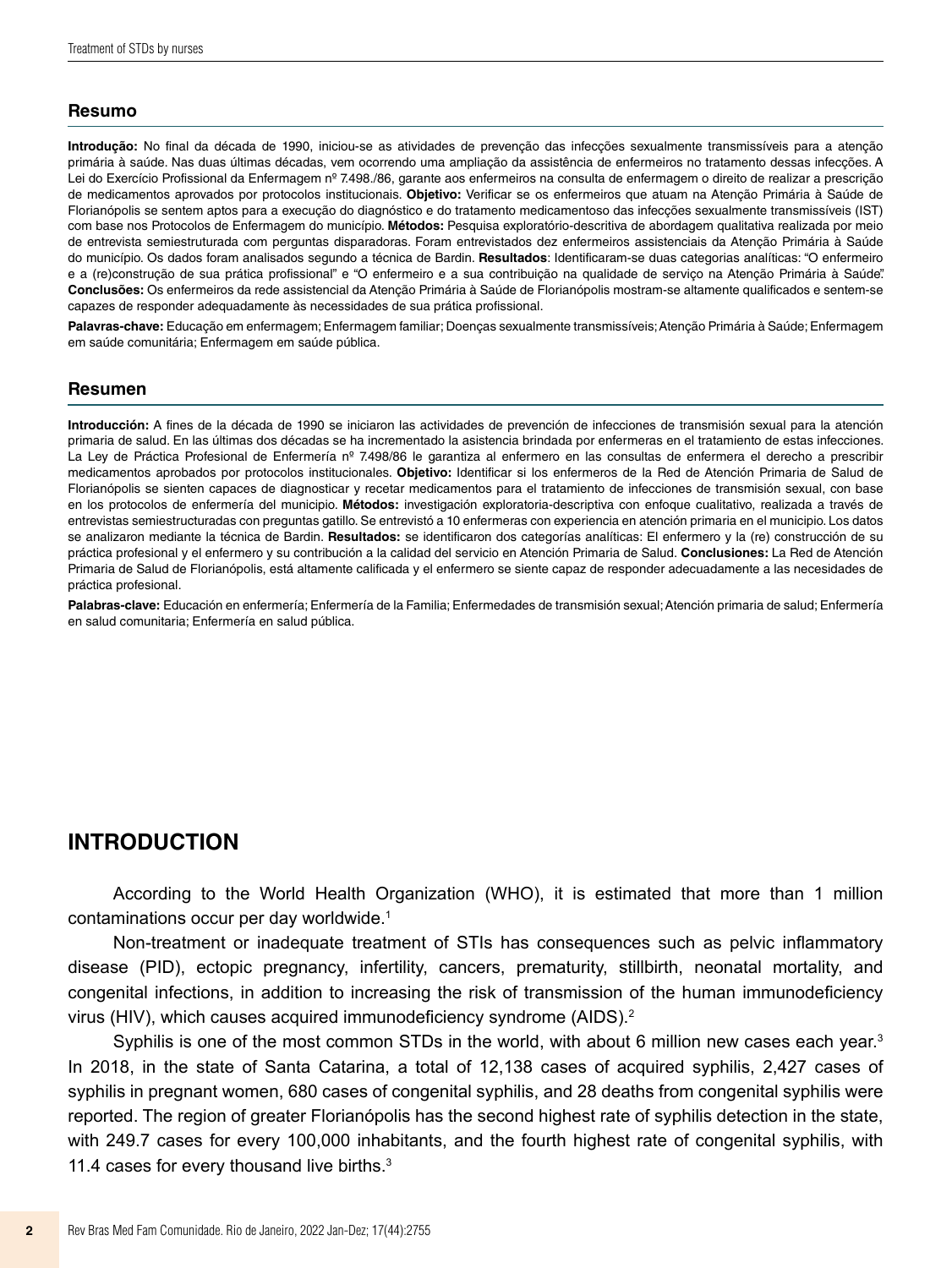## Resumo

**Introdução:** No final da década de 1990, iniciou-se as atividades de prevenção das infecções sexualmente transmissíveis para a atenção primária à saúde. Nas duas últimas décadas, vem ocorrendo uma ampliação da assistência de enfermeiros no tratamento dessas infecções. A Lei do Exercício Profissional da Enfermagem nº 7.498./86, garante aos enfermeiros na consulta de enfermagem o direito de realizar a prescrição de medicamentos aprovados por protocolos institucionais. **Objetivo:** Verificar se os enfermeiros que atuam na Atenção Primária à Saúde de Florianópolis se sentem aptos para a execução do diagnóstico e do tratamento medicamentoso das infecções sexualmente transmissíveis (IST) com base nos Protocolos de Enfermagem do município. **Métodos:** Pesquisa exploratório-descritiva de abordagem qualitativa realizada por meio de entrevista semiestruturada com perguntas disparadoras. Foram entrevistados dez enfermeiros assistenciais da Atenção Primária à Saúde do município. Os dados foram analisados segundo a técnica de Bardin. **Resultados**: Identificaram-se duas categorias analíticas: "O enfermeiro e a (re)construção de sua prática profissional" e "O enfermeiro e a sua contribuição na qualidade de serviço na Atenção Primária à Saúde". **Conclusões:** Os enfermeiros da rede assistencial da Atenção Primária à Saúde de Florianópolis mostram-se altamente qualificados e sentem-se capazes de responder adequadamente às necessidades de sua prática profissional.

**Palavras-chave:** Educação em enfermagem; Enfermagem familiar; Doenças sexualmente transmissíveis; Atenção Primária à Saúde; Enfermagem em saúde comunitária; Enfermagem em saúde pública.

## Resumen

**Introducción:** A fines de la década de 1990 se iniciaron las actividades de prevención de infecciones de transmisión sexual para la atención primaria de salud. En las últimas dos décadas se ha incrementado la asistencia brindada por enfermeras en el tratamiento de estas infecciones. La Ley de Práctica Profesional de Enfermería nº 7.498/86 le garantiza al enfermero en las consultas de enfermera el derecho a prescribir medicamentos aprobados por protocolos institucionales. **Objetivo:** Identificar si los enfermeros de la Red de Atención Primaria de Salud de Florianópolis se sienten capaces de diagnosticar y recetar medicamentos para el tratamiento de infecciones de transmisión sexual, con base en los protocolos de enfermería del municipio. **Métodos:** investigación exploratoria-descriptiva con enfoque cualitativo, realizada a través de entrevistas semiestructuradas con preguntas gatillo. Se entrevistó a 10 enfermeras con experiencia en atención primaria en el municipio. Los datos se analizaron mediante la técnica de Bardin. **Resultados:** se identificaron dos categorías analíticas: El enfermero y la (re) construcción de su práctica profesional y el enfermero y su contribución a la calidad del servicio en Atención Primaria de Salud. **Conclusiones:** La Red de Atención Primaria de Salud de Florianópolis, está altamente calificada y el enfermero se siente capaz de responder adecuadamente a las necesidades de práctica profesional.

**Palabras-clave:** Educación en enfermería; Enfermería de la Familia; Enfermedades de transmisión sexual; Atención primaria de salud; Enfermería en salud comunitaria; Enfermería en salud pública.

# INTRODUCTION

According to the World Health Organization (WHO), it is estimated that more than 1 million contaminations occur per day worldwide.[1]

Non-treatment or inadequate treatment of STIs has consequences such as pelvic inflammatory disease (PID), ectopic pregnancy, infertility, cancers, prematurity, stillbirth, neonatal mortality, and congenital infections, in addition to increasing the risk of transmission of the human immunodeficiency virus (HIV), which causes acquired immunodeficiency syndrome (AIDS).[2]

Syphilis is one of the most common STDs in the world, with about 6 million new cases each year.[3] In 2018, in the state of Santa Catarina, a total of 12,138 cases of acquired syphilis, 2,427 cases of syphilis in pregnant women, 680 cases of congenital syphilis, and 28 deaths from congenital syphilis were reported. The region of greater Florianópolis has the second highest rate of syphilis detection in the state, with 249.7 cases for every 100,000 inhabitants, and the fourth highest rate of congenital syphilis, with 11.4 cases for every thousand live births.[3]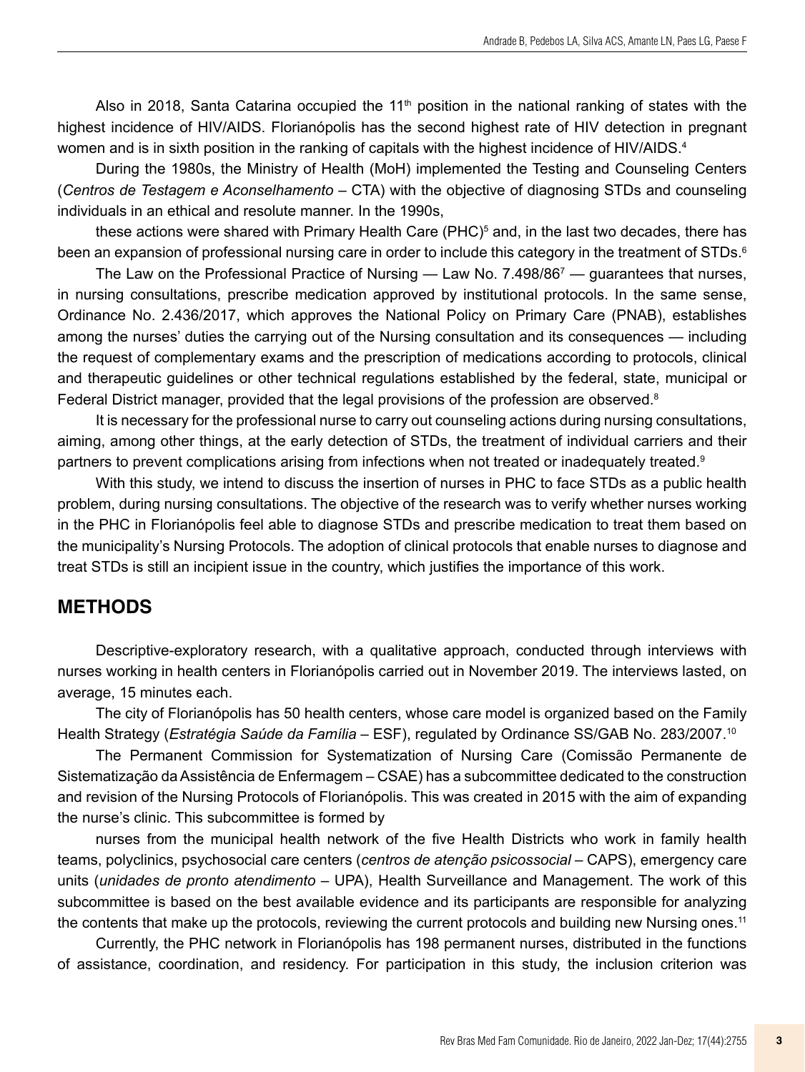Also in 2018, Santa Catarina occupied the 11th position in the national ranking of states with the highest incidence of HIV/AIDS. Florianópolis has the second highest rate of HIV detection in pregnant women and is in sixth position in the ranking of capitals with the highest incidence of HIV/AIDS.[4]

During the 1980s, the Ministry of Health (MoH) implemented the Testing and Counseling Centers (*Centros de Testagem e Aconselhamento* – CTA) with the objective of diagnosing STDs and counseling individuals in an ethical and resolute manner. In the 1990s, these actions were shared with Primary Health Care (PHC)[5] and, in the last two decades, there has been an expansion of professional nursing care in order to include this category in the treatment of STDs.[6]

The Law on the Professional Practice of Nursing — Law No. 7.498/86[7] — guarantees that nurses, in nursing consultations, prescribe medication approved by institutional protocols. In the same sense, Ordinance No. 2.436/2017, which approves the National Policy on Primary Care (PNAB), establishes among the nurses' duties the carrying out of the Nursing consultation and its consequences — including the request of complementary exams and the prescription of medications according to protocols, clinical and therapeutic guidelines or other technical regulations established by the federal, state, municipal or Federal District manager, provided that the legal provisions of the profession are observed.[8]

It is necessary for the professional nurse to carry out counseling actions during nursing consultations, aiming, among other things, at the early detection of STDs, the treatment of individual carriers and their partners to prevent complications arising from infections when not treated or inadequately treated.[9]

With this study, we intend to discuss the insertion of nurses in PHC to face STDs as a public health problem, during nursing consultations. The objective of the research was to verify whether nurses working in the PHC in Florianópolis feel able to diagnose STDs and prescribe medication to treat them based on the municipality's Nursing Protocols. The adoption of clinical protocols that enable nurses to diagnose and treat STDs is still an incipient issue in the country, which justifies the importance of this work.

## METHODS

Descriptive-exploratory research, with a qualitative approach, conducted through interviews with nurses working in health centers in Florianópolis carried out in November 2019. The interviews lasted, on average, 15 minutes each.

The city of Florianópolis has 50 health centers, whose care model is organized based on the Family Health Strategy (*Estratégia Saúde da Família* – ESF), regulated by Ordinance SS/GAB No. 283/2007.[10]

The Permanent Commission for Systematization of Nursing Care (Comissão Permanente de Sistematização da Assistência de Enfermagem – CSAE) has a subcommittee dedicated to the construction and revision of the Nursing Protocols of Florianópolis. This was created in 2015 with the aim of expanding the nurse's clinic. This subcommittee is formed by nurses from the municipal health network of the five Health Districts who work in family health teams, polyclinics, psychosocial care centers (*centros de atenção psicossocial* – CAPS), emergency care units (*unidades de pronto atendimento* – UPA), Health Surveillance and Management. The work of this subcommittee is based on the best available evidence and its participants are responsible for analyzing the contents that make up the protocols, reviewing the current protocols and building new Nursing ones.[11]

Currently, the PHC network in Florianópolis has 198 permanent nurses, distributed in the functions of assistance, coordination, and residency. For participation in this study, the inclusion criterion was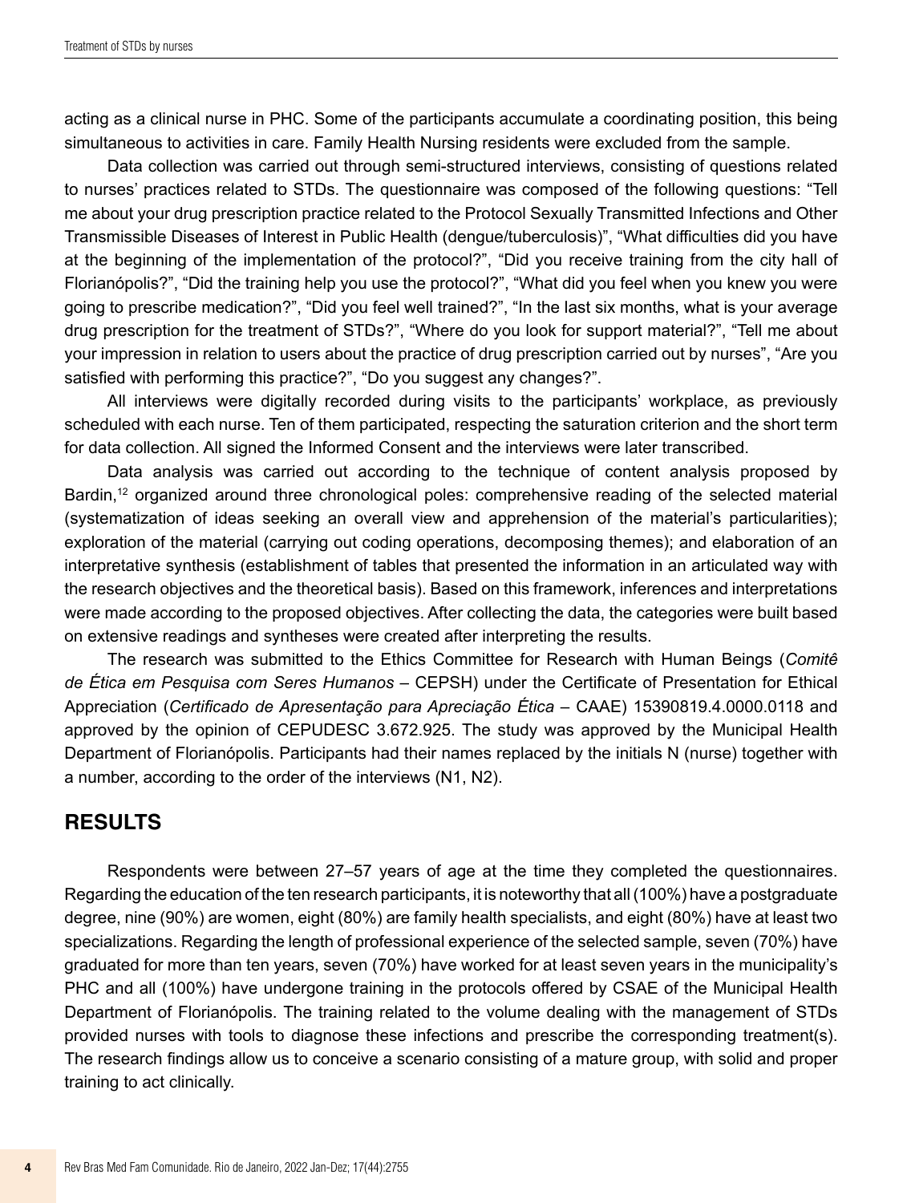acting as a clinical nurse in PHC. Some of the participants accumulate a coordinating position, this being simultaneous to activities in care. Family Health Nursing residents were excluded from the sample.

Data collection was carried out through semi-structured interviews, consisting of questions related to nurses' practices related to STDs. The questionnaire was composed of the following questions: "Tell me about your drug prescription practice related to the Protocol Sexually Transmitted Infections and Other Transmissible Diseases of Interest in Public Health (dengue/tuberculosis)", "What difficulties did you have at the beginning of the implementation of the protocol?", "Did you receive training from the city hall of Florianópolis?", "Did the training help you use the protocol?", "What did you feel when you knew you were going to prescribe medication?", "Did you feel well trained?", "In the last six months, what is your average drug prescription for the treatment of STDs?", "Where do you look for support material?", "Tell me about your impression in relation to users about the practice of drug prescription carried out by nurses", "Are you satisfied with performing this practice?", "Do you suggest any changes?".

All interviews were digitally recorded during visits to the participants' workplace, as previously scheduled with each nurse. Ten of them participated, respecting the saturation criterion and the short term for data collection. All signed the Informed Consent and the interviews were later transcribed.

Data analysis was carried out according to the technique of content analysis proposed by Bardin,[12] organized around three chronological poles: comprehensive reading of the selected material (systematization of ideas seeking an overall view and apprehension of the material's particularities); exploration of the material (carrying out coding operations, decomposing themes); and elaboration of an interpretative synthesis (establishment of tables that presented the information in an articulated way with the research objectives and the theoretical basis). Based on this framework, inferences and interpretations were made according to the proposed objectives. After collecting the data, the categories were built based on extensive readings and syntheses were created after interpreting the results.

The research was submitted to the Ethics Committee for Research with Human Beings (*Comitê de Ética em Pesquisa com Seres Humanos* – CEPSH) under the Certificate of Presentation for Ethical Appreciation (*Certificado de Apresentação para Apreciação Ética* – CAAE) 15390819.4.0000.0118 and approved by the opinion of CEPUDESC 3.672.925. The study was approved by the Municipal Health Department of Florianópolis. Participants had their names replaced by the initials N (nurse) together with a number, according to the order of the interviews (N1, N2).

## RESULTS

Respondents were between 27–57 years of age at the time they completed the questionnaires. Regarding the education of the ten research participants, it is noteworthy that all (100%) have a postgraduate degree, nine (90%) are women, eight (80%) are family health specialists, and eight (80%) have at least two specializations. Regarding the length of professional experience of the selected sample, seven (70%) have graduated for more than ten years, seven (70%) have worked for at least seven years in the municipality's PHC and all (100%) have undergone training in the protocols offered by CSAE of the Municipal Health Department of Florianópolis. The training related to the volume dealing with the management of STDs provided nurses with tools to diagnose these infections and prescribe the corresponding treatment(s). The research findings allow us to conceive a scenario consisting of a mature group, with solid and proper training to act clinically.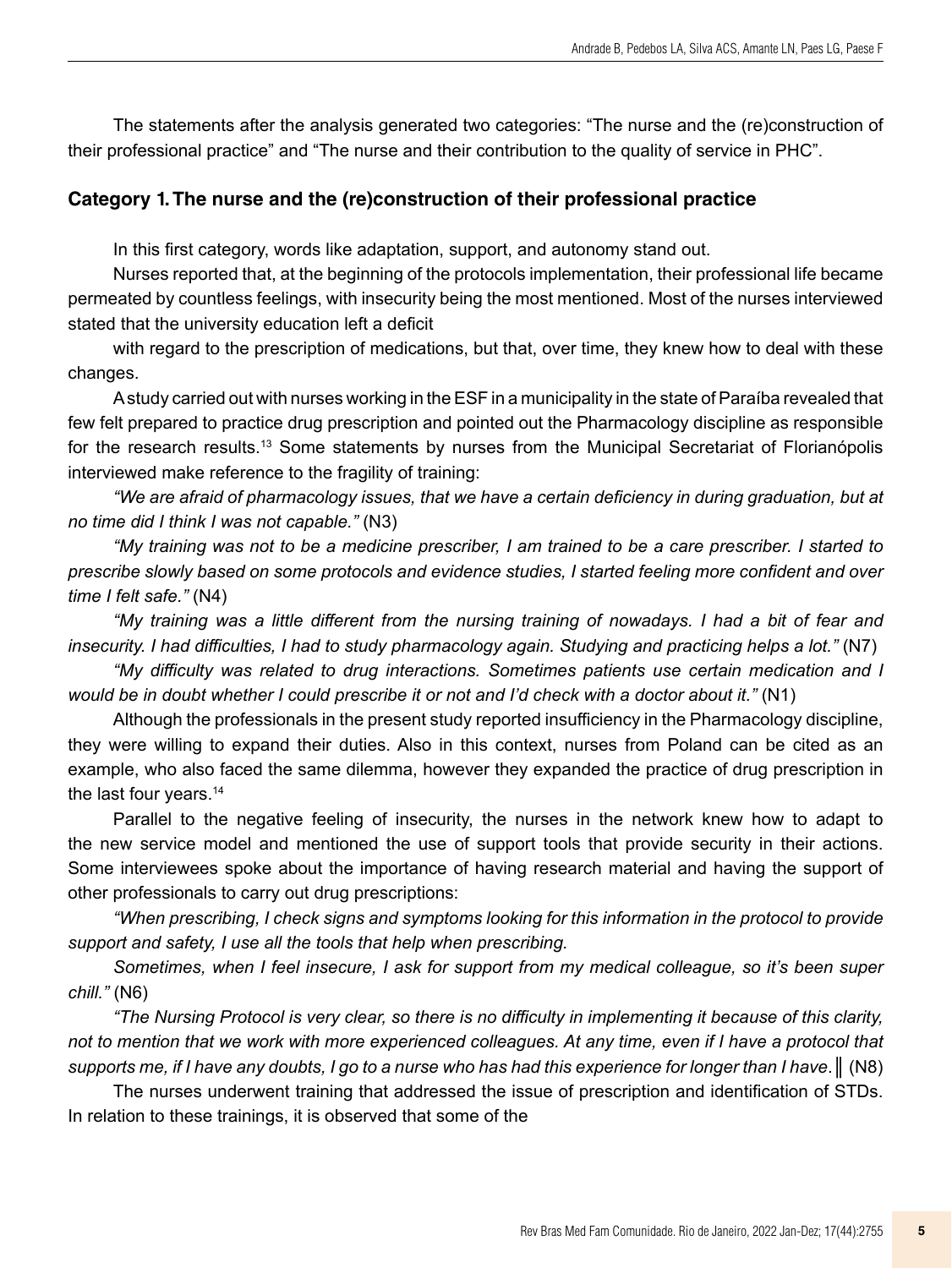The statements after the analysis generated two categories: "The nurse and the (re)construction of their professional practice" and "The nurse and their contribution to the quality of service in PHC".

## Category 1. The nurse and the (re)construction of their professional practice

In this first category, words like adaptation, support, and autonomy stand out.

Nurses reported that, at the beginning of the protocols implementation, their professional life became permeated by countless feelings, with insecurity being the most mentioned. Most of the nurses interviewed stated that the university education left a deficit

with regard to the prescription of medications, but that, over time, they knew how to deal with these changes.

A study carried out with nurses working in the ESF in a municipality in the state of Paraíba revealed that few felt prepared to practice drug prescription and pointed out the Pharmacology discipline as responsible for the research results.[13] Some statements by nurses from the Municipal Secretariat of Florianópolis interviewed make reference to the fragility of training:

*"We are afraid of pharmacology issues, that we have a certain deficiency in during graduation, but at no time did I think I was not capable."* (N3)

*"My training was not to be a medicine prescriber, I am trained to be a care prescriber. I started to prescribe slowly based on some protocols and evidence studies, I started feeling more confident and over time I felt safe."* (N4)

*"My training was a little different from the nursing training of nowadays. I had a bit of fear and insecurity. I had difficulties, I had to study pharmacology again. Studying and practicing helps a lot."* (N7)

*"My difficulty was related to drug interactions. Sometimes patients use certain medication and I would be in doubt whether I could prescribe it or not and I'd check with a doctor about it."* (N1)

Although the professionals in the present study reported insufficiency in the Pharmacology discipline, they were willing to expand their duties. Also in this context, nurses from Poland can be cited as an example, who also faced the same dilemma, however they expanded the practice of drug prescription in the last four years.[14]

Parallel to the negative feeling of insecurity, the nurses in the network knew how to adapt to the new service model and mentioned the use of support tools that provide security in their actions. Some interviewees spoke about the importance of having research material and having the support of other professionals to carry out drug prescriptions:

*"When prescribing, I check signs and symptoms looking for this information in the protocol to provide support and safety, I use all the tools that help when prescribing.*

*Sometimes, when I feel insecure, I ask for support from my medical colleague, so it's been super chill."* (N6)

*"The Nursing Protocol is very clear, so there is no difficulty in implementing it because of this clarity, not to mention that we work with more experienced colleagues. At any time, even if I have a protocol that supports me, if I have any doubts, I go to a nurse who has had this experience for longer than I have.*‖ (N8)

The nurses underwent training that addressed the issue of prescription and identification of STDs. In relation to these trainings, it is observed that some of the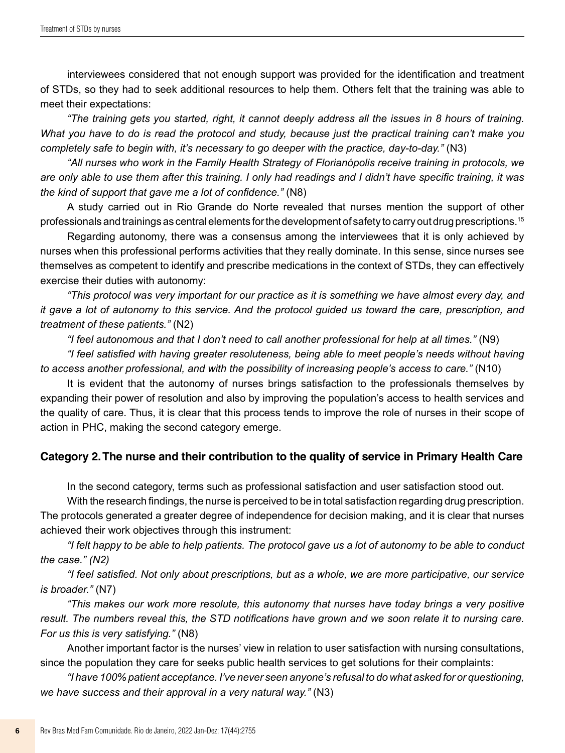interviewees considered that not enough support was provided for the identification and treatment of STDs, so they had to seek additional resources to help them. Others felt that the training was able to meet their expectations:

*"The training gets you started, right, it cannot deeply address all the issues in 8 hours of training. What you have to do is read the protocol and study, because just the practical training can't make you completely safe to begin with, it's necessary to go deeper with the practice, day-to-day."* (N3)

*"All nurses who work in the Family Health Strategy of Florianópolis receive training in protocols, we are only able to use them after this training. I only had readings and I didn't have specific training, it was the kind of support that gave me a lot of confidence."* (N8)

A study carried out in Rio Grande do Norte revealed that nurses mention the support of other professionals and trainings as central elements for the development of safety to carry out drug prescriptions.[15]

Regarding autonomy, there was a consensus among the interviewees that it is only achieved by nurses when this professional performs activities that they really dominate. In this sense, since nurses see themselves as competent to identify and prescribe medications in the context of STDs, they can effectively exercise their duties with autonomy:

*"This protocol was very important for our practice as it is something we have almost every day, and it gave a lot of autonomy to this service. And the protocol guided us toward the care, prescription, and treatment of these patients."* (N2)

*"I feel autonomous and that I don't need to call another professional for help at all times."* (N9)

*"I feel satisfied with having greater resoluteness, being able to meet people's needs without having to access another professional, and with the possibility of increasing people's access to care."* (N10)

It is evident that the autonomy of nurses brings satisfaction to the professionals themselves by expanding their power of resolution and also by improving the population's access to health services and the quality of care. Thus, it is clear that this process tends to improve the role of nurses in their scope of action in PHC, making the second category emerge.

### Category 2. The nurse and their contribution to the quality of service in Primary Health Care

In the second category, terms such as professional satisfaction and user satisfaction stood out.

With the research findings, the nurse is perceived to be in total satisfaction regarding drug prescription. The protocols generated a greater degree of independence for decision making, and it is clear that nurses achieved their work objectives through this instrument:

*"I felt happy to be able to help patients. The protocol gave us a lot of autonomy to be able to conduct the case." (N2)*

*"I feel satisfied. Not only about prescriptions, but as a whole, we are more participative, our service is broader."* (N7)

*"This makes our work more resolute, this autonomy that nurses have today brings a very positive result. The numbers reveal this, the STD notifications have grown and we soon relate it to nursing care. For us this is very satisfying."* (N8)

Another important factor is the nurses' view in relation to user satisfaction with nursing consultations, since the population they care for seeks public health services to get solutions for their complaints:

*"I have 100% patient acceptance. I've never seen anyone's refusal to do what asked for or questioning, we have success and their approval in a very natural way."* (N3)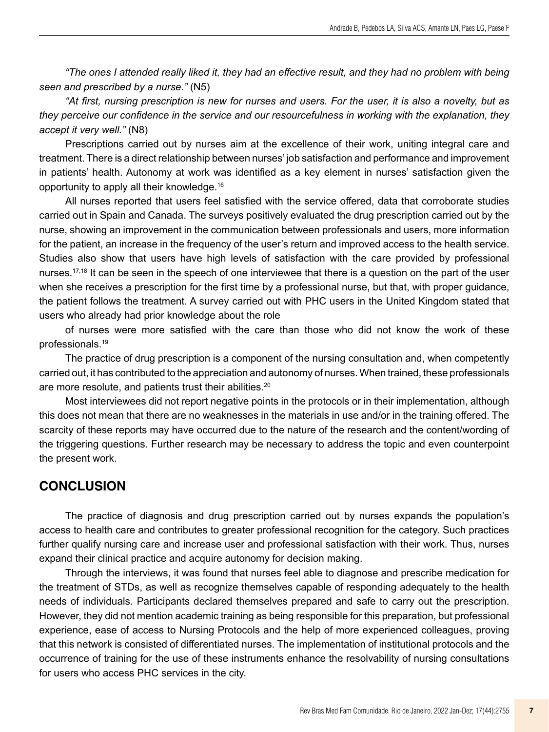*"The ones I attended really liked it, they had an effective result, and they had no problem with being seen and prescribed by a nurse."* (N5)

*"At first, nursing prescription is new for nurses and users. For the user, it is also a novelty, but as they perceive our confidence in the service and our resourcefulness in working with the explanation, they accept it very well."* (N8)

Prescriptions carried out by nurses aim at the excellence of their work, uniting integral care and treatment. There is a direct relationship between nurses' job satisfaction and performance and improvement in patients' health. Autonomy at work was identified as a key element in nurses' satisfaction given the opportunity to apply all their knowledge.[16]

All nurses reported that users feel satisfied with the service offered, data that corroborate studies carried out in Spain and Canada. The surveys positively evaluated the drug prescription carried out by the nurse, showing an improvement in the communication between professionals and users, more information for the patient, an increase in the frequency of the user's return and improved access to the health service. Studies also show that users have high levels of satisfaction with the care provided by professional nurses.[17,18] It can be seen in the speech of one interviewee that there is a question on the part of the user when she receives a prescription for the first time by a professional nurse, but that, with proper guidance, the patient follows the treatment. A survey carried out with PHC users in the United Kingdom stated that users who already had prior knowledge about the role

of nurses were more satisfied with the care than those who did not know the work of these professionals.[19]

The practice of drug prescription is a component of the nursing consultation and, when competently carried out, it has contributed to the appreciation and autonomy of nurses. When trained, these professionals are more resolute, and patients trust their abilities.[20]

Most interviewees did not report negative points in the protocols or in their implementation, although this does not mean that there are no weaknesses in the materials in use and/or in the training offered. The scarcity of these reports may have occurred due to the nature of the research and the content/wording of the triggering questions. Further research may be necessary to address the topic and even counterpoint the present work.

## CONCLUSION

The practice of diagnosis and drug prescription carried out by nurses expands the population's access to health care and contributes to greater professional recognition for the category. Such practices further qualify nursing care and increase user and professional satisfaction with their work. Thus, nurses expand their clinical practice and acquire autonomy for decision making.

Through the interviews, it was found that nurses feel able to diagnose and prescribe medication for the treatment of STDs, as well as recognize themselves capable of responding adequately to the health needs of individuals. Participants declared themselves prepared and safe to carry out the prescription. However, they did not mention academic training as being responsible for this preparation, but professional experience, ease of access to Nursing Protocols and the help of more experienced colleagues, proving that this network is consisted of differentiated nurses. The implementation of institutional protocols and the occurrence of training for the use of these instruments enhance the resolvability of nursing consultations for users who access PHC services in the city.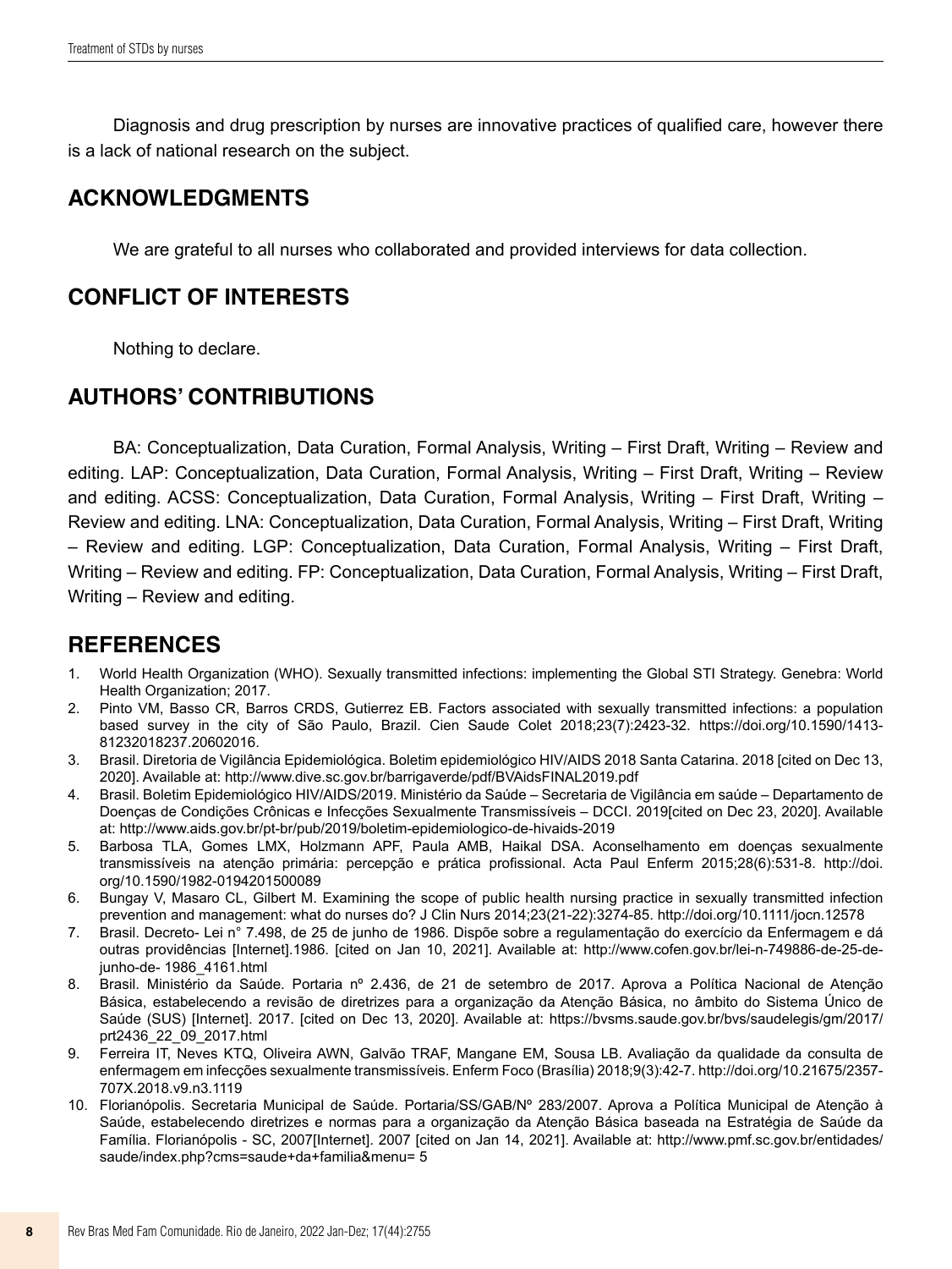Diagnosis and drug prescription by nurses are innovative practices of qualified care, however there is a lack of national research on the subject.

## ACKNOWLEDGMENTS

We are grateful to all nurses who collaborated and provided interviews for data collection.

## CONFLICT OF INTERESTS

Nothing to declare.

## AUTHORS' CONTRIBUTIONS

BA: Conceptualization, Data Curation, Formal Analysis, Writing – First Draft, Writing – Review and editing. LAP: Conceptualization, Data Curation, Formal Analysis, Writing – First Draft, Writing – Review and editing. ACSS: Conceptualization, Data Curation, Formal Analysis, Writing – First Draft, Writing – Review and editing. LNA: Conceptualization, Data Curation, Formal Analysis, Writing – First Draft, Writing – Review and editing. LGP: Conceptualization, Data Curation, Formal Analysis, Writing – First Draft, Writing – Review and editing. FP: Conceptualization, Data Curation, Formal Analysis, Writing – First Draft, Writing – Review and editing.

## REFERENCES

1. World Health Organization (WHO). Sexually transmitted infections: implementing the Global STI Strategy. Genebra: World Health Organization; 2017.
2. Pinto VM, Basso CR, Barros CRDS, Gutierrez EB. Factors associated with sexually transmitted infections: a population based survey in the city of São Paulo, Brazil. Cien Saude Colet 2018;23(7):2423-32. https://doi.org/10.1590/1413-81232018237.20602016.
3. Brasil. Diretoria de Vigilância Epidemiológica. Boletim epidemiológico HIV/AIDS 2018 Santa Catarina. 2018 [cited on Dec 13, 2020]. Available at: http://www.dive.sc.gov.br/barrigaverde/pdf/BVAidsFINAL2019.pdf
4. Brasil. Boletim Epidemiológico HIV/AIDS/2019. Ministério da Saúde – Secretaria de Vigilância em saúde – Departamento de Doenças de Condições Crônicas e Infecções Sexualmente Transmissíveis – DCCI. 2019[cited on Dec 23, 2020]. Available at: http://www.aids.gov.br/pt-br/pub/2019/boletim-epidemiologico-de-hivaids-2019
5. Barbosa TLA, Gomes LMX, Holzmann APF, Paula AMB, Haikal DSA. Aconselhamento em doenças sexualmente transmissíveis na atenção primária: percepção e prática profissional. Acta Paul Enferm 2015;28(6):531-8. http://doi.org/10.1590/1982-0194201500089
6. Bungay V, Masaro CL, Gilbert M. Examining the scope of public health nursing practice in sexually transmitted infection prevention and management: what do nurses do? J Clin Nurs 2014;23(21-22):3274-85. http://doi.org/10.1111/jocn.12578
7. Brasil. Decreto- Lei n° 7.498, de 25 de junho de 1986. Dispõe sobre a regulamentação do exercício da Enfermagem e dá outras providências [Internet].1986. [cited on Jan 10, 2021]. Available at: http://www.cofen.gov.br/lei-n-749886-de-25-de-junho-de- 1986_4161.html
8. Brasil. Ministério da Saúde. Portaria nº 2.436, de 21 de setembro de 2017. Aprova a Política Nacional de Atenção Básica, estabelecendo a revisão de diretrizes para a organização da Atenção Básica, no âmbito do Sistema Único de Saúde (SUS) [Internet]. 2017. [cited on Dec 13, 2020]. Available at: https://bvsms.saude.gov.br/bvs/saudelegis/gm/2017/prt2436_22_09_2017.html
9. Ferreira IT, Neves KTQ, Oliveira AWN, Galvão TRAF, Mangane EM, Sousa LB. Avaliação da qualidade da consulta de enfermagem em infecções sexualmente transmissíveis. Enferm Foco (Brasília) 2018;9(3):42-7. http://doi.org/10.21675/2357-707X.2018.v9.n3.1119
10. Florianópolis. Secretaria Municipal de Saúde. Portaria/SS/GAB/Nº 283/2007. Aprova a Política Municipal de Atenção à Saúde, estabelecendo diretrizes e normas para a organização da Atenção Básica baseada na Estratégia de Saúde da Família. Florianópolis - SC, 2007[Internet]. 2007 [cited on Jan 14, 2021]. Available at: http://www.pmf.sc.gov.br/entidades/saude/index.php?cms=saude+da+familia&menu= 5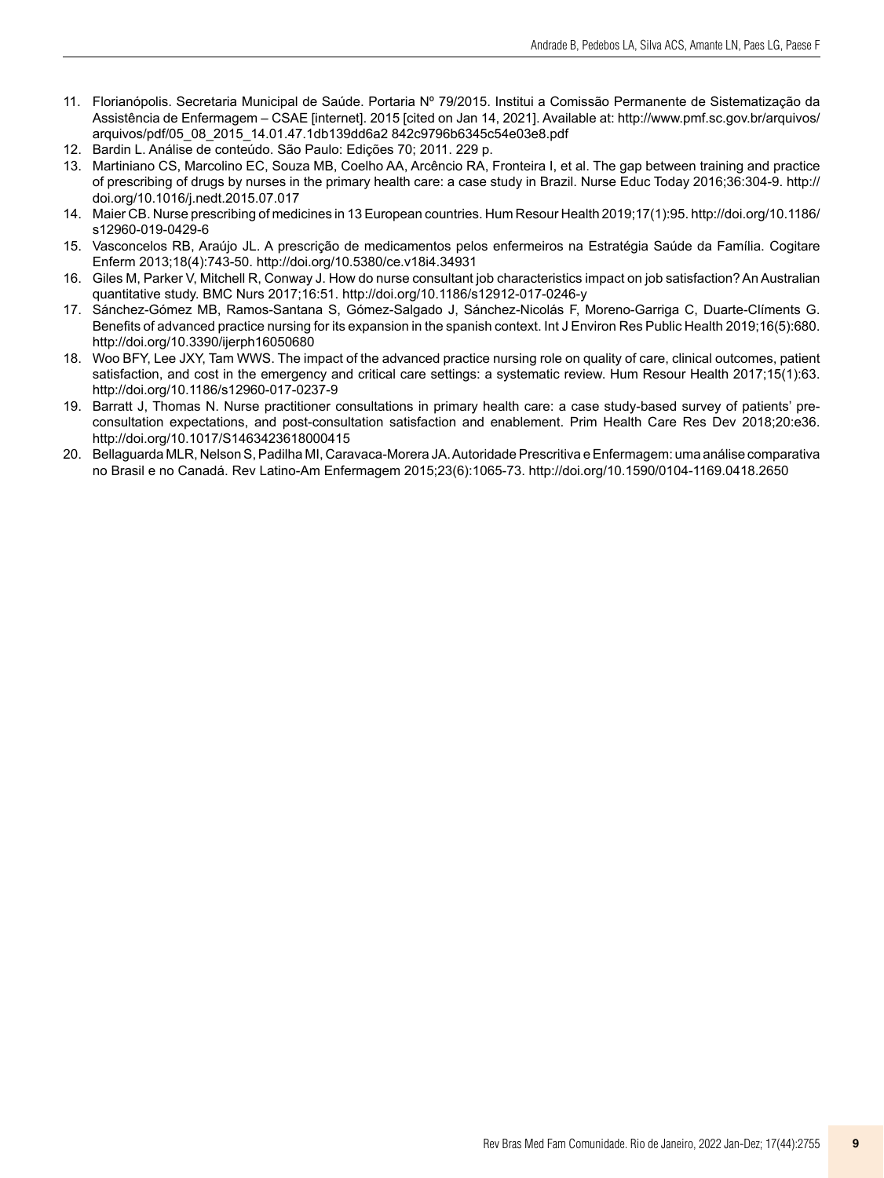11. Florianópolis. Secretaria Municipal de Saúde. Portaria Nº 79/2015. Institui a Comissão Permanente de Sistematização da Assistência de Enfermagem – CSAE [internet]. 2015 [cited on Jan 14, 2021]. Available at: http://www.pmf.sc.gov.br/arquivos/arquivos/pdf/05_08_2015_14.01.47.1db139dd6a2 842c9796b6345c54e03e8.pdf
12. Bardin L. Análise de conteúdo. São Paulo: Edições 70; 2011. 229 p.
13. Martiniano CS, Marcolino EC, Souza MB, Coelho AA, Arcêncio RA, Fronteira I, et al. The gap between training and practice of prescribing of drugs by nurses in the primary health care: a case study in Brazil. Nurse Educ Today 2016;36:304-9. http://doi.org/10.1016/j.nedt.2015.07.017
14. Maier CB. Nurse prescribing of medicines in 13 European countries. Hum Resour Health 2019;17(1):95. http://doi.org/10.1186/s12960-019-0429-6
15. Vasconcelos RB, Araújo JL. A prescrição de medicamentos pelos enfermeiros na Estratégia Saúde da Família. Cogitare Enferm 2013;18(4):743-50. http://doi.org/10.5380/ce.v18i4.34931
16. Giles M, Parker V, Mitchell R, Conway J. How do nurse consultant job characteristics impact on job satisfaction? An Australian quantitative study. BMC Nurs 2017;16:51. http://doi.org/10.1186/s12912-017-0246-y
17. Sánchez-Gómez MB, Ramos-Santana S, Gómez-Salgado J, Sánchez-Nicolás F, Moreno-Garriga C, Duarte-Clíments G. Benefits of advanced practice nursing for its expansion in the spanish context. Int J Environ Res Public Health 2019;16(5):680. http://doi.org/10.3390/ijerph16050680
18. Woo BFY, Lee JXY, Tam WWS. The impact of the advanced practice nursing role on quality of care, clinical outcomes, patient satisfaction, and cost in the emergency and critical care settings: a systematic review. Hum Resour Health 2017;15(1):63. http://doi.org/10.1186/s12960-017-0237-9
19. Barratt J, Thomas N. Nurse practitioner consultations in primary health care: a case study-based survey of patients' pre-consultation expectations, and post-consultation satisfaction and enablement. Prim Health Care Res Dev 2018;20:e36. http://doi.org/10.1017/S1463423618000415
20. Bellaguarda MLR, Nelson S, Padilha MI, Caravaca-Morera JA. Autoridade Prescritiva e Enfermagem: uma análise comparativa no Brasil e no Canadá. Rev Latino-Am Enfermagem 2015;23(6):1065-73. http://doi.org/10.1590/0104-1169.0418.2650